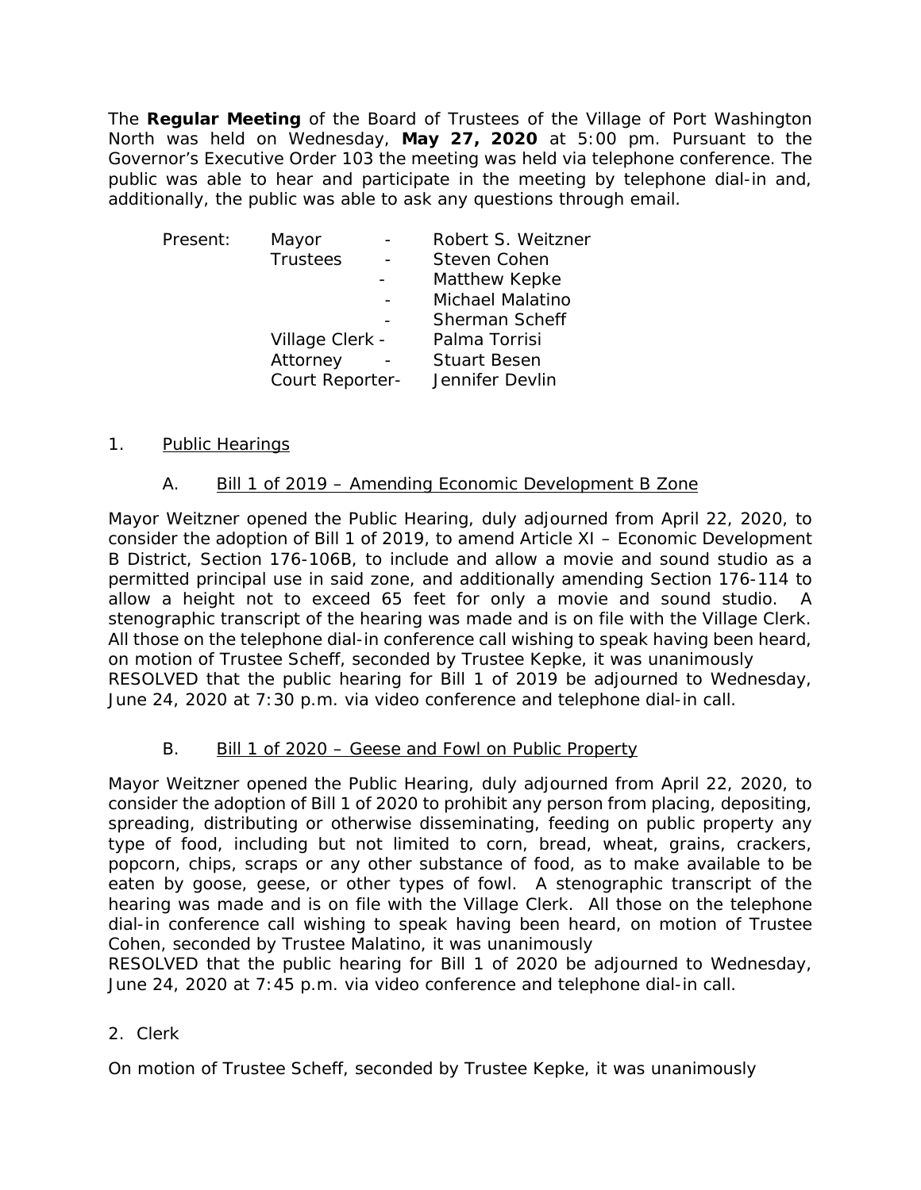The **Regular Meeting** of the Board of Trustees of the Village of Port Washington North was held on Wednesday, **May 27, 2020** at 5:00 pm. Pursuant to the Governor's Executive Order 103 the meeting was held via telephone conference. The public was able to hear and participate in the meeting by telephone dial-in and, additionally, the public was able to ask any questions through email.

| Present: | Mayor - | Robert S. Weitzner |
|---|---|---|
| | Trustees - | Steven Cohen |
| | - | Matthew Kepke |
| | - | Michael Malatino |
| | - | Sherman Scheff |
| | Village Clerk - | Palma Torrisi |
| | Attorney - | Stuart Besen |
| | Court Reporter- | Jennifer Devlin |

1. Public Hearings

   A. Bill 1 of 2019 – Amending Economic Development B Zone

Mayor Weitzner opened the Public Hearing, duly adjourned from April 22, 2020, to consider the adoption of Bill 1 of 2019, to amend Article XI – Economic Development B District, Section 176-106B, to include and allow a movie and sound studio as a permitted principal use in said zone, and additionally amending Section 176-114 to allow a height not to exceed 65 feet for only a movie and sound studio. A stenographic transcript of the hearing was made and is on file with the Village Clerk. All those on the telephone dial-in conference call wishing to speak having been heard, on motion of Trustee Scheff, seconded by Trustee Kepke, it was unanimously
RESOLVED that the public hearing for Bill 1 of 2019 be adjourned to Wednesday, June 24, 2020 at 7:30 p.m. via video conference and telephone dial-in call.

   B. Bill 1 of 2020 – Geese and Fowl on Public Property

Mayor Weitzner opened the Public Hearing, duly adjourned from April 22, 2020, to consider the adoption of Bill 1 of 2020 to prohibit any person from placing, depositing, spreading, distributing or otherwise disseminating, feeding on public property any type of food, including but not limited to corn, bread, wheat, grains, crackers, popcorn, chips, scraps or any other substance of food, as to make available to be eaten by goose, geese, or other types of fowl. A stenographic transcript of the hearing was made and is on file with the Village Clerk. All those on the telephone dial-in conference call wishing to speak having been heard, on motion of Trustee Cohen, seconded by Trustee Malatino, it was unanimously
RESOLVED that the public hearing for Bill 1 of 2020 be adjourned to Wednesday, June 24, 2020 at 7:45 p.m. via video conference and telephone dial-in call.

2. Clerk

On motion of Trustee Scheff, seconded by Trustee Kepke, it was unanimously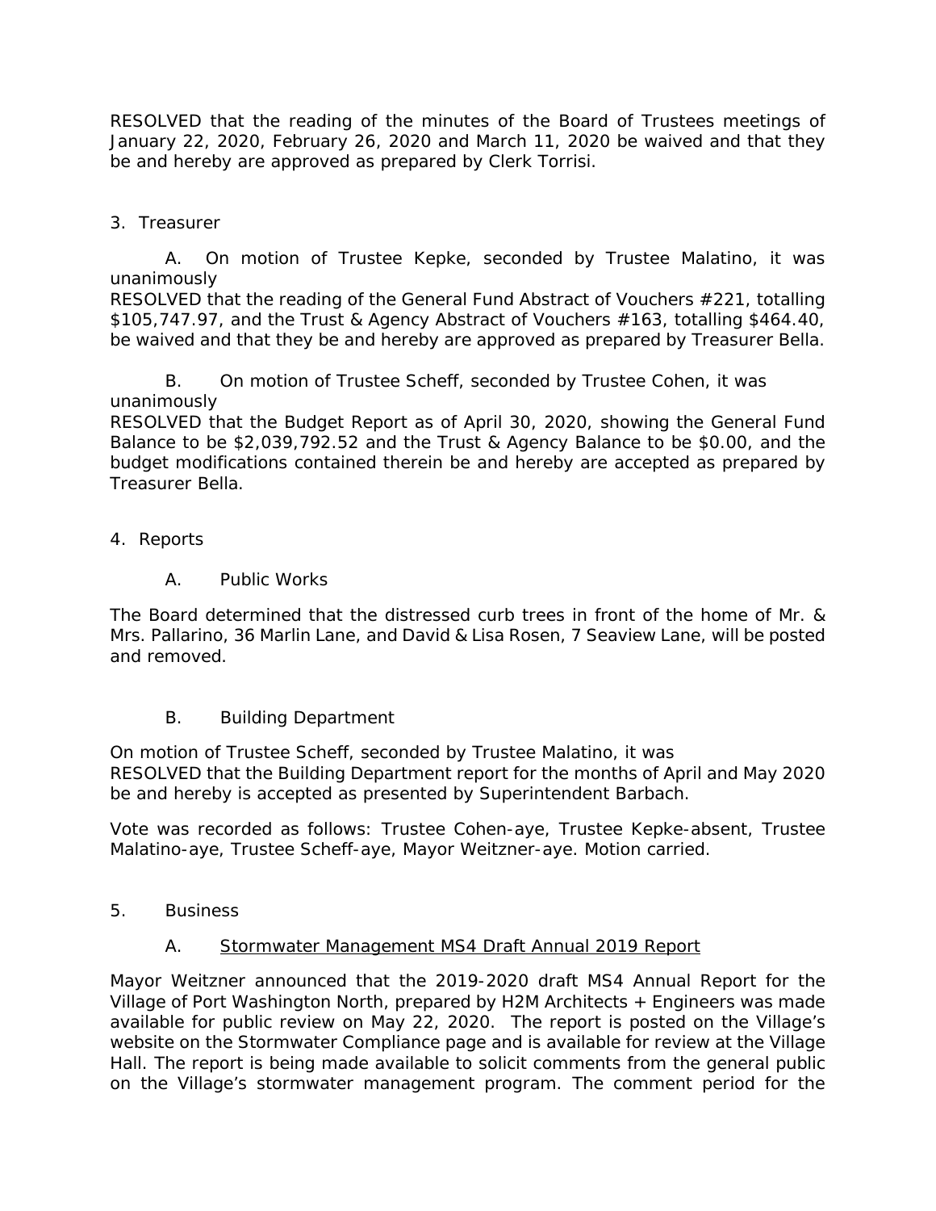RESOLVED that the reading of the minutes of the Board of Trustees meetings of January 22, 2020, February 26, 2020 and March 11, 2020 be waived and that they be and hereby are approved as prepared by Clerk Torrisi.

3. Treasurer

A. On motion of Trustee Kepke, seconded by Trustee Malatino, it was unanimously
RESOLVED that the reading of the General Fund Abstract of Vouchers #221, totalling $105,747.97, and the Trust & Agency Abstract of Vouchers #163, totalling $464.40, be waived and that they be and hereby are approved as prepared by Treasurer Bella.

B. On motion of Trustee Scheff, seconded by Trustee Cohen, it was unanimously
RESOLVED that the Budget Report as of April 30, 2020, showing the General Fund Balance to be $2,039,792.52 and the Trust & Agency Balance to be $0.00, and the budget modifications contained therein be and hereby are accepted as prepared by Treasurer Bella.

4. Reports

A. Public Works

The Board determined that the distressed curb trees in front of the home of Mr. & Mrs. Pallarino, 36 Marlin Lane, and David & Lisa Rosen, 7 Seaview Lane, will be posted and removed.

B. Building Department

On motion of Trustee Scheff, seconded by Trustee Malatino, it was
RESOLVED that the Building Department report for the months of April and May 2020 be and hereby is accepted as presented by Superintendent Barbach.

Vote was recorded as follows: Trustee Cohen-aye, Trustee Kepke-absent, Trustee Malatino-aye, Trustee Scheff-aye, Mayor Weitzner-aye. Motion carried.

5. Business

A. Stormwater Management MS4 Draft Annual 2019 Report

Mayor Weitzner announced that the 2019-2020 draft MS4 Annual Report for the Village of Port Washington North, prepared by H2M Architects + Engineers was made available for public review on May 22, 2020. The report is posted on the Village's website on the Stormwater Compliance page and is available for review at the Village Hall. The report is being made available to solicit comments from the general public on the Village's stormwater management program. The comment period for the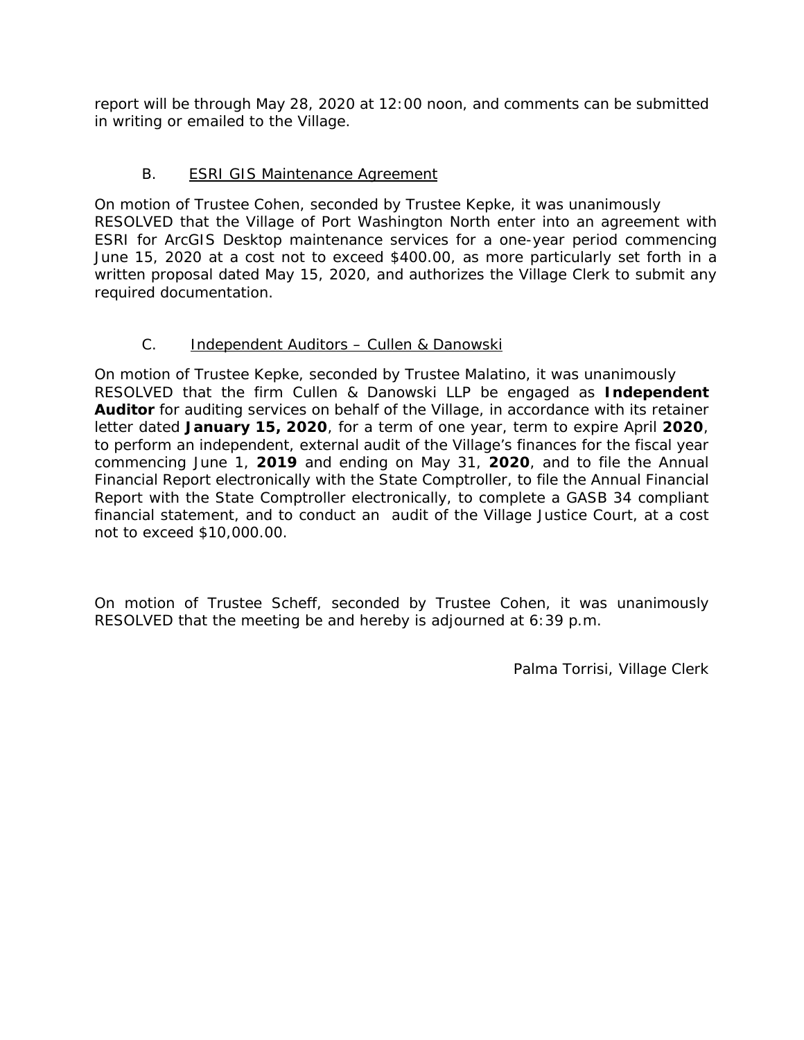report will be through May 28, 2020 at 12:00 noon, and comments can be submitted in writing or emailed to the Village.

B. ESRI GIS Maintenance Agreement

On motion of Trustee Cohen, seconded by Trustee Kepke, it was unanimously RESOLVED that the Village of Port Washington North enter into an agreement with ESRI for ArcGIS Desktop maintenance services for a one-year period commencing June 15, 2020 at a cost not to exceed $400.00, as more particularly set forth in a written proposal dated May 15, 2020, and authorizes the Village Clerk to submit any required documentation.

C. Independent Auditors – Cullen & Danowski

On motion of Trustee Kepke, seconded by Trustee Malatino, it was unanimously RESOLVED that the firm Cullen & Danowski LLP be engaged as **Independent Auditor** for auditing services on behalf of the Village, in accordance with its retainer letter dated **January 15, 2020**, for a term of one year, term to expire April **2020**, to perform an independent, external audit of the Village's finances for the fiscal year commencing June 1, **2019** and ending on May 31, **2020**, and to file the Annual Financial Report electronically with the State Comptroller, to file the Annual Financial Report with the State Comptroller electronically, to complete a GASB 34 compliant financial statement, and to conduct an audit of the Village Justice Court, at a cost not to exceed $10,000.00.

On motion of Trustee Scheff, seconded by Trustee Cohen, it was unanimously RESOLVED that the meeting be and hereby is adjourned at 6:39 p.m.

Palma Torrisi, Village Clerk